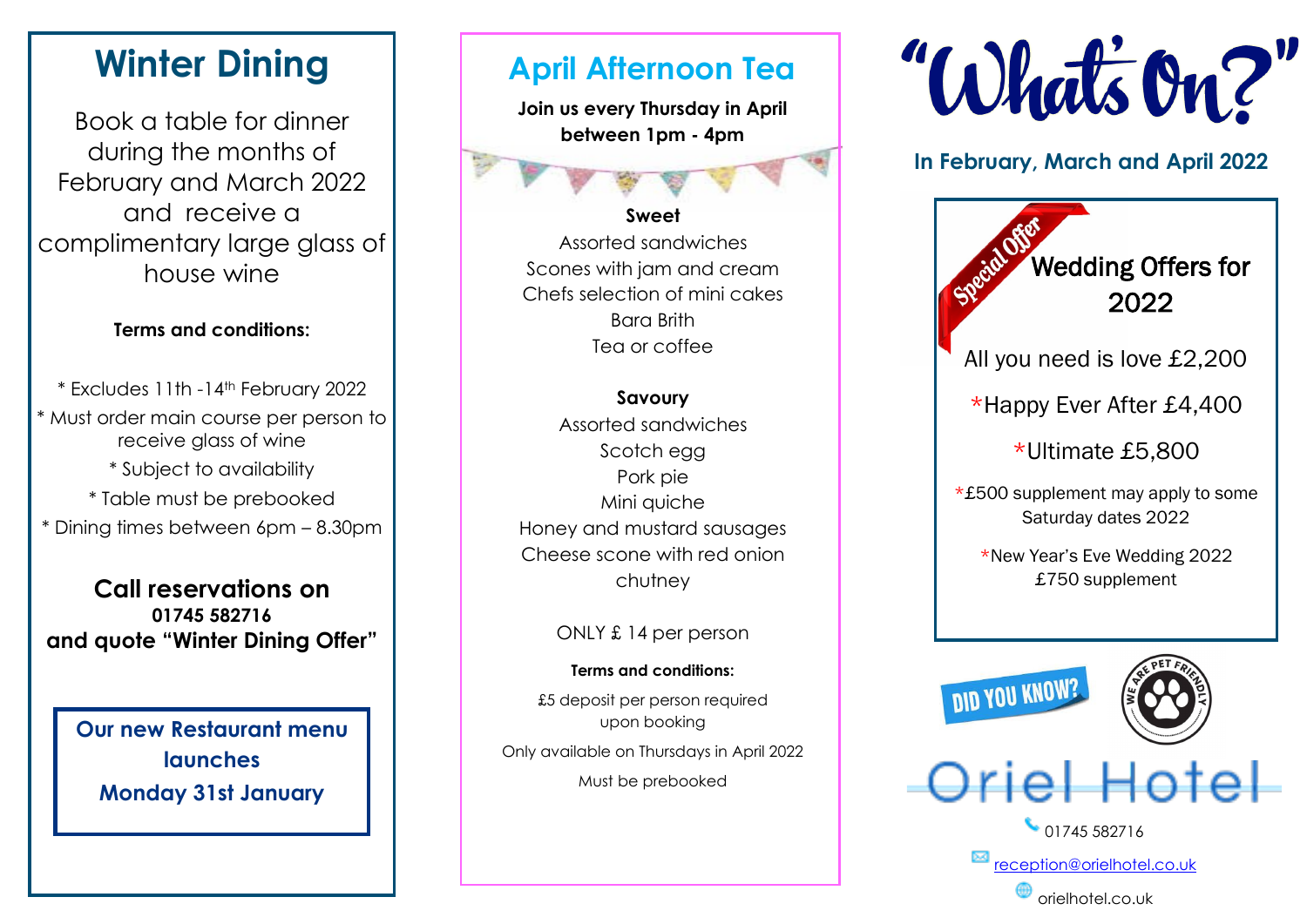# Winter Dining

Book a table for dinner during the months of February and March 2022 and receive a complimentary large glass of house wine

**Terms and conditions:**

* Excludes 11th -14th February 2022
* Must order main course per person to receive glass of wine
* Subject to availability
* Table must be prebooked
* Dining times between 6pm – 8.30pm

**Call reservations on**
**01745 582716**
**and quote "Winter Dining Offer"**

**Our new Restaurant menu launches**
**Monday 31st January**

# April Afternoon Tea

**Join us every Thursday in April between 1pm - 4pm**

**Sweet**

Assorted sandwiches
Scones with jam and cream
Chefs selection of mini cakes
Bara Brith
Tea or coffee

**Savoury**

Assorted sandwiches
Scotch egg
Pork pie
Mini quiche
Honey and mustard sausages
Cheese scone with red onion chutney

ONLY £ 14 per person

**Terms and conditions:**

£5 deposit per person required upon booking

Only available on Thursdays in April 2022

Must be prebooked

# "What's On?"

## In February, March and April 2022

Special Offer

### Wedding Offers for 2022

All you need is love £2,200

*Happy Ever After £4,400

*Ultimate £5,800

*£500 supplement may apply to some Saturday dates 2022

*New Year's Eve Wedding 2022 £750 supplement

DID YOU KNOW?

WE ARE PET FRIENDLY

Oriel Hotel

01745 582716

reception@orielhotel.co.uk

orielhotel.co.uk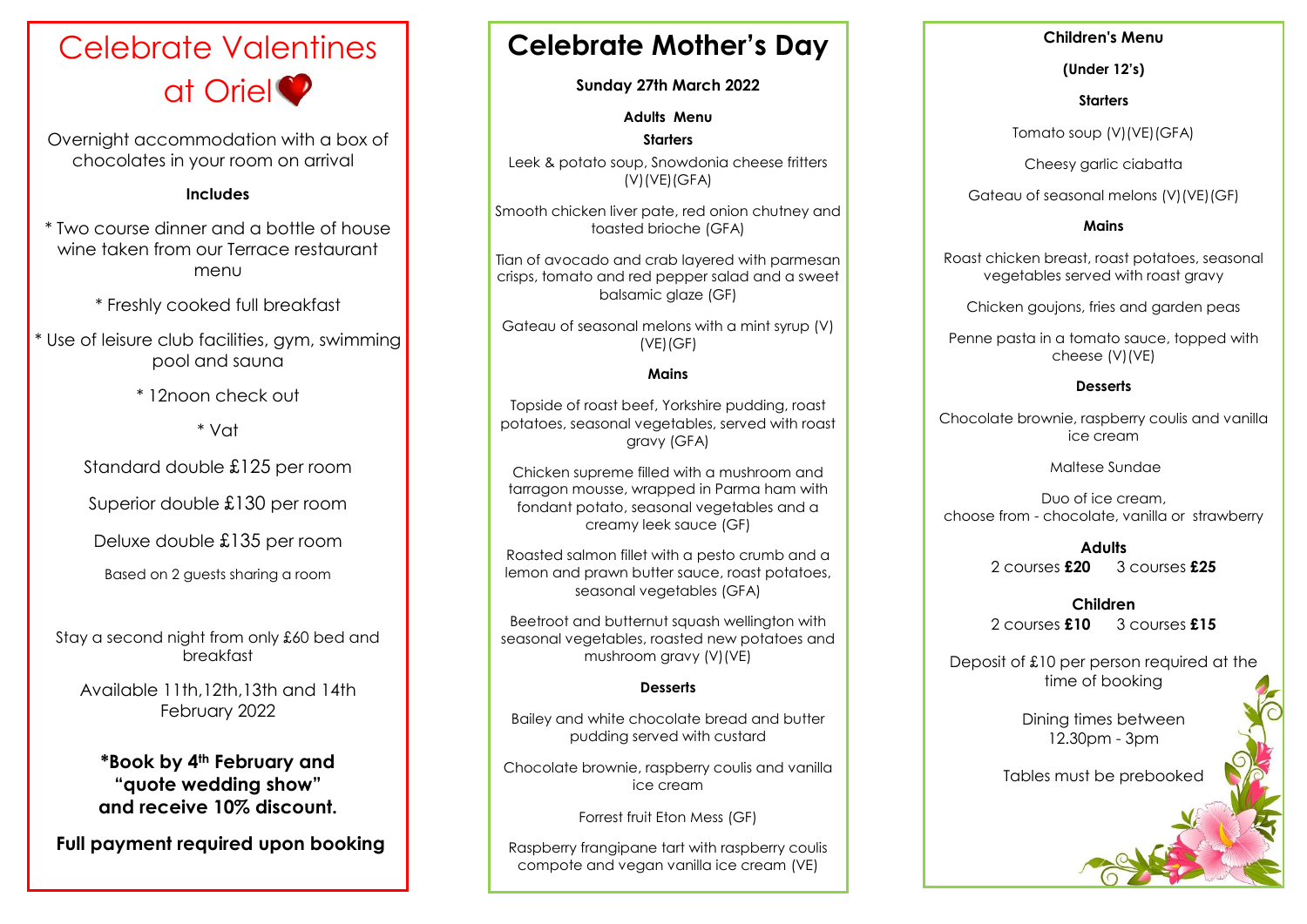# Celebrate Valentines at Oriel

Overnight accommodation with a box of chocolates in your room on arrival

**Includes**

* Two course dinner and a bottle of house wine taken from our Terrace restaurant menu

* Freshly cooked full breakfast

* Use of leisure club facilities, gym, swimming pool and sauna

* 12noon check out

* Vat

Standard double £125 per room

Superior double £130 per room

Deluxe double £135 per room

Based on 2 guests sharing a room

Stay a second night from only £60 bed and breakfast

Available 11th,12th,13th and 14th February 2022

**\*Book by 4th February and "quote wedding show" and receive 10% discount.**

**Full payment required upon booking**

# Celebrate Mother's Day

**Sunday 27th March 2022**

**Adults Menu**

**Starters**

Leek & potato soup, Snowdonia cheese fritters (V)(VE)(GFA)

Smooth chicken liver pate, red onion chutney and toasted brioche (GFA)

Tian of avocado and crab layered with parmesan crisps, tomato and red pepper salad and a sweet balsamic glaze (GF)

Gateau of seasonal melons with a mint syrup (V)(VE)(GF)

**Mains**

Topside of roast beef, Yorkshire pudding, roast potatoes, seasonal vegetables, served with roast gravy (GFA)

Chicken supreme filled with a mushroom and tarragon mousse, wrapped in Parma ham with fondant potato, seasonal vegetables and a creamy leek sauce (GF)

Roasted salmon fillet with a pesto crumb and a lemon and prawn butter sauce, roast potatoes, seasonal vegetables (GFA)

Beetroot and butternut squash wellington with seasonal vegetables, roasted new potatoes and mushroom gravy (V)(VE)

**Desserts**

Bailey and white chocolate bread and butter pudding served with custard

Chocolate brownie, raspberry coulis and vanilla ice cream

Forrest fruit Eton Mess (GF)

Raspberry frangipane tart with raspberry coulis compote and vegan vanilla ice cream (VE)

**Children's Menu**

**(Under 12's)**

**Starters**

Tomato soup (V)(VE)(GFA)

Cheesy garlic ciabatta

Gateau of seasonal melons (V)(VE)(GF)

**Mains**

Roast chicken breast, roast potatoes, seasonal vegetables served with roast gravy

Chicken goujons, fries and garden peas

Penne pasta in a tomato sauce, topped with cheese (V)(VE)

**Desserts**

Chocolate brownie, raspberry coulis and vanilla ice cream

Maltese Sundae

Duo of ice cream,
choose from - chocolate, vanilla or strawberry

**Adults**
2 courses **£20** 3 courses **£25**

**Children**
2 courses **£10** 3 courses **£15**

Deposit of £10 per person required at the time of booking

Dining times between 12.30pm - 3pm

Tables must be prebooked